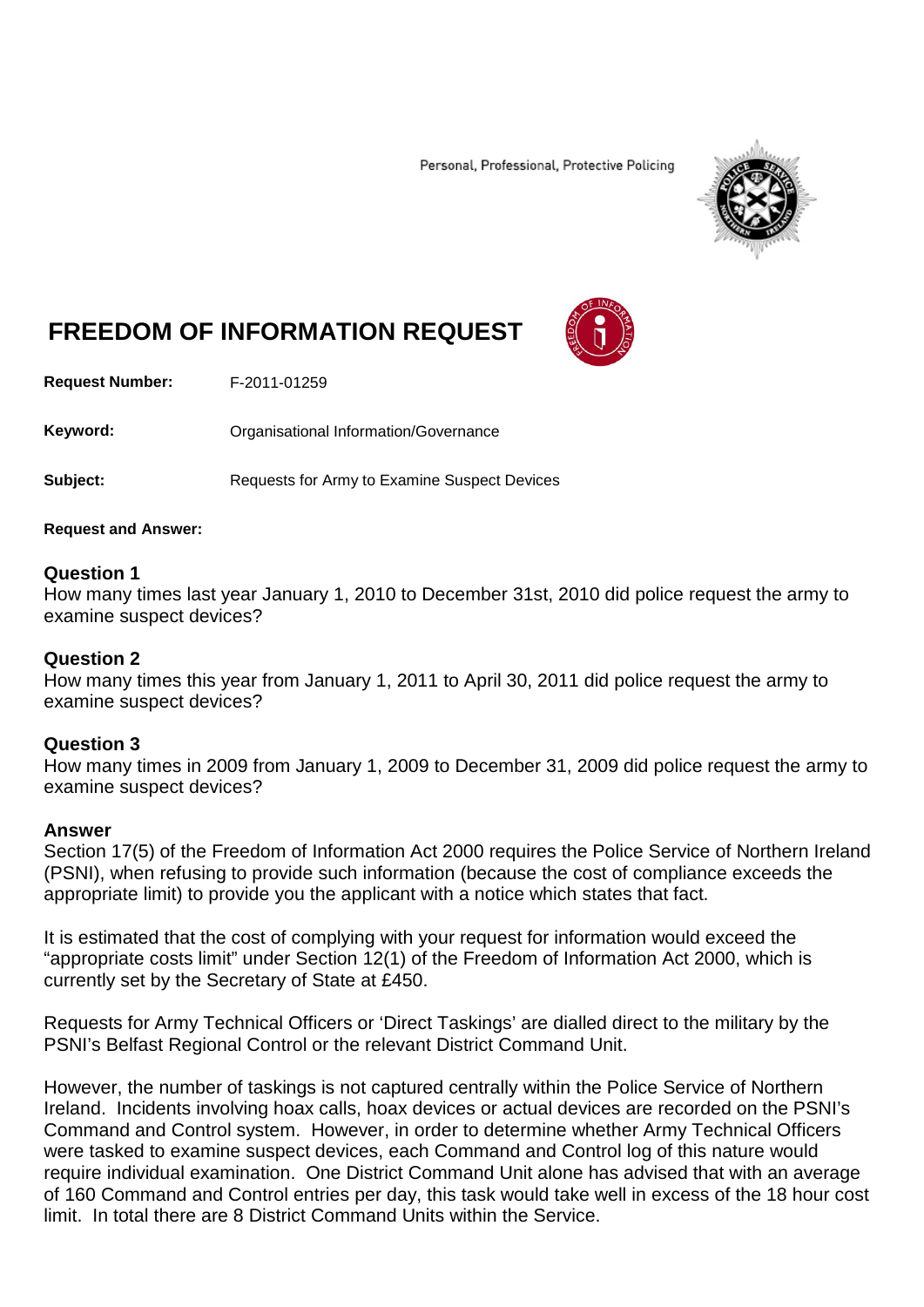Personal, Professional, Protective Policing

# FREEDOM OF INFORMATION REQUEST

**Request Number:** F-2011-01259

**Keyword:** Organisational Information/Governance

**Subject:** Requests for Army to Examine Suspect Devices

**Request and Answer:**

### Question 1

How many times last year January 1, 2010 to December 31st, 2010 did police request the army to examine suspect devices?

### Question 2

How many times this year from January 1, 2011 to April 30, 2011 did police request the army to examine suspect devices?

### Question 3

How many times in 2009 from January 1, 2009 to December 31, 2009 did police request the army to examine suspect devices?

### Answer

Section 17(5) of the Freedom of Information Act 2000 requires the Police Service of Northern Ireland (PSNI), when refusing to provide such information (because the cost of compliance exceeds the appropriate limit) to provide you the applicant with a notice which states that fact.

It is estimated that the cost of complying with your request for information would exceed the "appropriate costs limit" under Section 12(1) of the Freedom of Information Act 2000, which is currently set by the Secretary of State at £450.

Requests for Army Technical Officers or 'Direct Taskings' are dialled direct to the military by the PSNI's Belfast Regional Control or the relevant District Command Unit.

However, the number of taskings is not captured centrally within the Police Service of Northern Ireland. Incidents involving hoax calls, hoax devices or actual devices are recorded on the PSNI's Command and Control system. However, in order to determine whether Army Technical Officers were tasked to examine suspect devices, each Command and Control log of this nature would require individual examination. One District Command Unit alone has advised that with an average of 160 Command and Control entries per day, this task would take well in excess of the 18 hour cost limit. In total there are 8 District Command Units within the Service.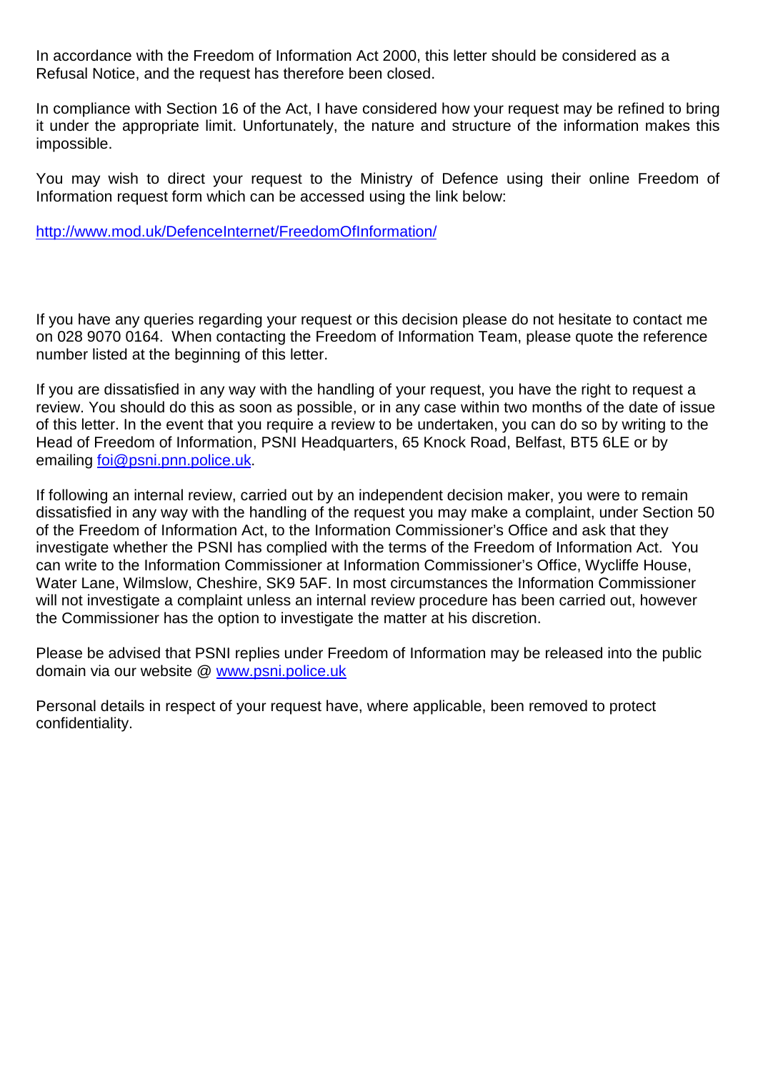In accordance with the Freedom of Information Act 2000, this letter should be considered as a Refusal Notice, and the request has therefore been closed.

In compliance with Section 16 of the Act, I have considered how your request may be refined to bring it under the appropriate limit. Unfortunately, the nature and structure of the information makes this impossible.

You may wish to direct your request to the Ministry of Defence using their online Freedom of Information request form which can be accessed using the link below:

http://www.mod.uk/DefenceInternet/FreedomOfInformation/

If you have any queries regarding your request or this decision please do not hesitate to contact me on 028 9070 0164. When contacting the Freedom of Information Team, please quote the reference number listed at the beginning of this letter.

If you are dissatisfied in any way with the handling of your request, you have the right to request a review. You should do this as soon as possible, or in any case within two months of the date of issue of this letter. In the event that you require a review to be undertaken, you can do so by writing to the Head of Freedom of Information, PSNI Headquarters, 65 Knock Road, Belfast, BT5 6LE or by emailing foi@psni.pnn.police.uk.

If following an internal review, carried out by an independent decision maker, you were to remain dissatisfied in any way with the handling of the request you may make a complaint, under Section 50 of the Freedom of Information Act, to the Information Commissioner's Office and ask that they investigate whether the PSNI has complied with the terms of the Freedom of Information Act. You can write to the Information Commissioner at Information Commissioner's Office, Wycliffe House, Water Lane, Wilmslow, Cheshire, SK9 5AF. In most circumstances the Information Commissioner will not investigate a complaint unless an internal review procedure has been carried out, however the Commissioner has the option to investigate the matter at his discretion.

Please be advised that PSNI replies under Freedom of Information may be released into the public domain via our website @ www.psni.police.uk

Personal details in respect of your request have, where applicable, been removed to protect confidentiality.